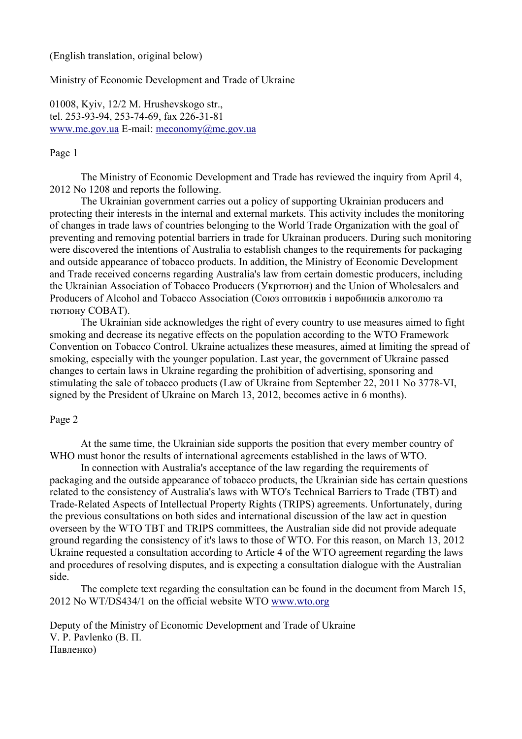(English translation, original below)

Ministry of Economic Development and Trade of Ukraine

01008, Kyiv, 12/2 M. Hrushevskogo str.,
tel. 253-93-94, 253-74-69, fax 226-31-81
www.me.gov.ua E-mail: meconomy@me.gov.ua

Page 1

The Ministry of Economic Development and Trade has reviewed the inquiry from April 4, 2012 No 1208 and reports the following.

The Ukrainian government carries out a policy of supporting Ukrainian producers and protecting their interests in the internal and external markets. This activity includes the monitoring of changes in trade laws of countries belonging to the World Trade Organization with the goal of preventing and removing potential barriers in trade for Ukrainan producers. During such monitoring were discovered the intentions of Australia to establish changes to the requirements for packaging and outside appearance of tobacco products. In addition, the Ministry of Economic Development and Trade received concerns regarding Australia's law from certain domestic producers, including the Ukrainian Association of Tobacco Producers (Укртютюн) and the Union of Wholesalers and Producers of Alcohol and Tobacco Association (Союз оптовиків і виробників алкоголю та тютюну СОВАТ).

The Ukrainian side acknowledges the right of every country to use measures aimed to fight smoking and decrease its negative effects on the population according to the WTO Framework Convention on Tobacco Control. Ukraine actualizes these measures, aimed at limiting the spread of smoking, especially with the younger population. Last year, the government of Ukraine passed changes to certain laws in Ukraine regarding the prohibition of advertising, sponsoring and stimulating the sale of tobacco products (Law of Ukraine from September 22, 2011 No 3778-VI, signed by the President of Ukraine on March 13, 2012, becomes active in 6 months).

Page 2

At the same time, the Ukrainian side supports the position that every member country of WHO must honor the results of international agreements established in the laws of WTO.

In connection with Australia's acceptance of the law regarding the requirements of packaging and the outside appearance of tobacco products, the Ukrainian side has certain questions related to the consistency of Australia's laws with WTO's Technical Barriers to Trade (TBT) and Trade-Related Aspects of Intellectual Property Rights (TRIPS) agreements. Unfortunately, during the previous consultations on both sides and international discussion of the law act in question overseen by the WTO TBT and TRIPS committees, the Australian side did not provide adequate ground regarding the consistency of it's laws to those of WTO. For this reason, on March 13, 2012 Ukraine requested a consultation according to Article 4 of the WTO agreement regarding the laws and procedures of resolving disputes, and is expecting a consultation dialogue with the Australian side.

The complete text regarding the consultation can be found in the document from March 15, 2012 No WT/DS434/1 on the official website WTO www.wto.org

Deputy of the Ministry of Economic Development and Trade of Ukraine
V. P. Pavlenko (В. П. Павленко)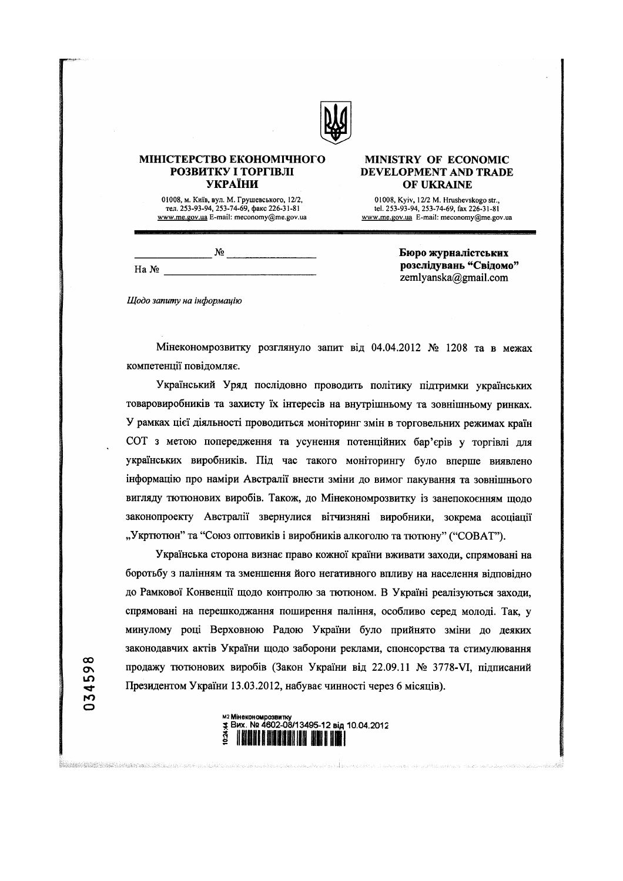**МІНІСТЕРСТВО ЕКОНОМІЧНОГО РОЗВИТКУ І ТОРГІВЛІ УКРАЇНИ**

01008, м. Київ, вул. М. Грушевського, 12/2,
тел. 253-93-94, 253-74-69, факс 226-31-81
www.me.gov.ua E-mail: meconomy@me.gov.ua

**MINISTRY OF ECONOMIC DEVELOPMENT AND TRADE OF UKRAINE**

01008, Kyiv, 12/2 M. Hrushevskogo str.,
tel. 253-93-94, 253-74-69, fax 226-31-81
www.me.gov.ua E-mail: meconomy@me.gov.ua

_____________ № _______________

На № _________________________

**Бюро журналістських розслідувань "Свідомо"**
zemlyanska@gmail.com

*Щодо запиту на інформацію*

Мінекономрозвитку розглянуло запит від 04.04.2012 № 1208 та в межах компетенції повідомляє.

Український Уряд послідовно проводить політику підтримки українських товаровиробників та захисту їх інтересів на внутрішньому та зовнішньому ринках. У рамках цієї діяльності проводиться моніторинг змін в торговельних режимах країн СОТ з метою попередження та усунення потенційних бар'єрів у торгівлі для українських виробників. Під час такого моніторингу було вперше виявлено інформацію про наміри Австралії внести зміни до вимог пакування та зовнішнього вигляду тютюнових виробів. Також, до Мінекономрозвитку із занепокоєнням щодо законопроекту Австралії звернулися вітчизняні виробники, зокрема асоціації „Укртютюн" та "Союз оптовиків і виробників алкоголю та тютюну" ("СОВАТ").

Українська сторона визнає право кожної країни вживати заходи, спрямовані на боротьбу з палінням та зменшення його негативного впливу на населення відповідно до Рамкової Конвенції щодо контролю за тютюном. В Україні реалізуються заходи, спрямовані на перешкоджання поширення паління, особливо серед молоді. Так, у минулому році Верховною Радою України було прийнято зміни до деяких законодавчих актів України щодо заборони реклами, спонсорства та стимулювання продажу тютюнових виробів (Закон України від 22.09.11 № 3778-VI, підписаний Президентом України 13.03.2012, набуває чинності через 6 місяців).

034598

М2 Мінекономрозвитку
10:24:44 Вих. № 4602-08/13495-12 від 10.04.2012